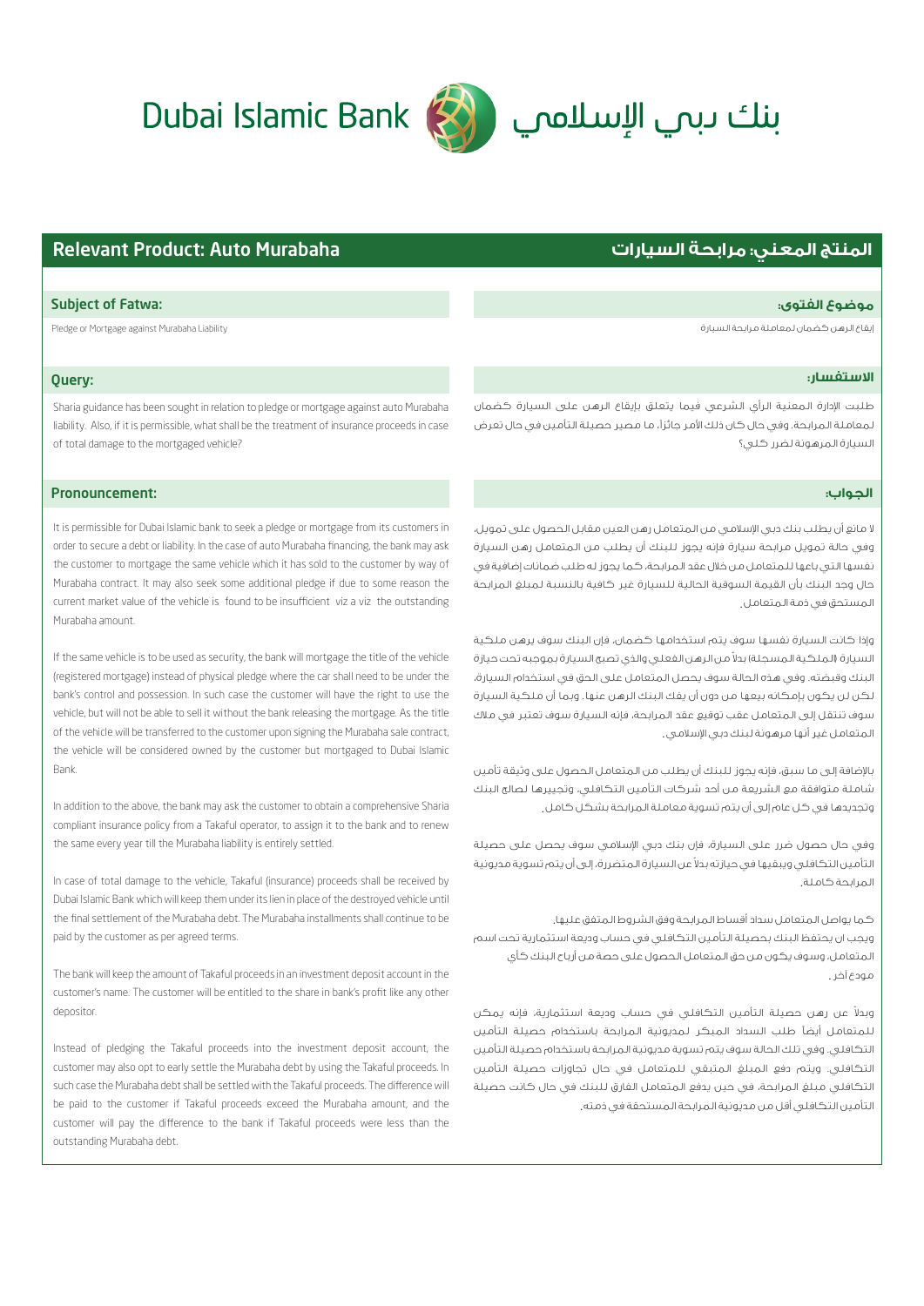# Dubai Islamic Bank بنك دبي الإسلامي

## Relevant Product: Auto Murabaha

### Subject of Fatwa:

Pledge or Mortgage against Murabaha Liability

### Query:

Sharia guidance has been sought in relation to pledge or mortgage against auto Murabaha liability. Also, if it is permissible, what shall be the treatment of insurance proceeds in case of total damage to the mortgaged vehicle?

### Pronouncement:

It is permissible for Dubai Islamic bank to seek a pledge or mortgage from its customers in order to secure a debt or liability. In the case of auto Murabaha financing, the bank may ask the customer to mortgage the same vehicle which it has sold to the customer by way of Murabaha contract. It may also seek some additional pledge if due to some reason the current market value of the vehicle is found to be insufficient viz a viz the outstanding Murabaha amount.

If the same vehicle is to be used as security, the bank will mortgage the title of the vehicle (registered mortgage) instead of physical pledge where the car shall need to be under the bank's control and possession. In such case the customer will have the right to use the vehicle, but will not be able to sell it without the bank releasing the mortgage. As the title of the vehicle will be transferred to the customer upon signing the Murabaha sale contract, the vehicle will be considered owned by the customer but mortgaged to Dubai Islamic Bank.

In addition to the above, the bank may ask the customer to obtain a comprehensive Sharia compliant insurance policy from a Takaful operator, to assign it to the bank and to renew the same every year till the Murabaha liability is entirely settled.

In case of total damage to the vehicle, Takaful (insurance) proceeds shall be received by Dubai Islamic Bank which will keep them under its lien in place of the destroyed vehicle until the final settlement of the Murabaha debt. The Murabaha installments shall continue to be paid by the customer as per agreed terms.

The bank will keep the amount of Takaful proceeds in an investment deposit account in the customer's name. The customer will be entitled to the share in bank's profit like any other depositor.

Instead of pledging the Takaful proceeds into the investment deposit account, the customer may also opt to early settle the Murabaha debt by using the Takaful proceeds. In such case the Murabaha debt shall be settled with the Takaful proceeds. The difference will be paid to the customer if Takaful proceeds exceed the Murabaha amount, and the customer will pay the difference to the bank if Takaful proceeds were less than the outstanding Murabaha debt.

## المنتج المعني: مرابحة السيارات

### موضوع الفتوى:

إيقاع الرهن كضمان لمعاملة مرابحة السيارة

### الاستفسار:

طلبت الإدارة المعنية الرأي الشرعي فيما يتعلق بإيقاع الرهن على السيارة كضمان لمعاملة المرابحة. وفي حال كان ذلك الأمر جائزاً، ما مصير حصيلة التأمين في حال تعرض السيارة المرهونة لضرر كلي؟

### الجواب:

لا مانع أن يطلب بنك دبي الإسلامي من المتعامل رهن العين مقابل الحصول على تمويل. وفي حالة تمويل مرابحة سيارة فإنه يجوز للبنك أن يطلب من المتعامل رهن السيارة نفسها التي باعها للمتعامل من خلال عقد المرابحة، كما يجوز له طلب ضمانات إضافية في حال وجد البنك بأن القيمة السوقية الحالية للسيارة غير كافية بالنسبة لمبلغ المرابحة المستحق في ذمة المتعامل.

وإذا كانت السيارة نفسها سوف يتم استخدامها كضمان، فإن البنك سوف يرهن ملكية السيارة (الملكية المسجلة) بدلاً من الرهن الفعلي والذي تصبح السيارة بموجبه تحت حيازة البنك وقبضته. وفي هذه الحالة سوف يحصل المتعامل على الحق في استخدام السيارة، لكن لن يكون بإمكانه بيعها من دون أن يفك البنك الرهن عنها. وبما أن ملكية السيارة سوف تنتقل إلى المتعامل عقب توقيع عقد المرابحة، فإنه السيارة سوف تعتبر في ملاك المتعامل غير أنها مرهونة لبنك دبي الإسلامي.

بالإضافة إلى ما سبق، فإنه يجوز للبنك أن يطلب من المتعامل الحصول على وثيقة تأمين شاملة متوافقة مع الشريعة من أحد شركات التأمين التكافلي، وتجييرها لصالح البنك وتجديدها في كل عام إلى أن يتم تسوية معاملة المرابحة بشكل كامل.

وفي حال حصول ضرر على السيارة، فإن بنك دبي الإسلامي سوف يحصل على حصيلة التأمين التكافلي ويبقيها في حيازته بدلاً عن السيارة المتضررة، إلى أن يتم تسوية مديونية المرابحة كاملة.

كما يواصل المتعامل سداد أقساط المرابحة وفق الشروط المتفق عليها.
ويجب ان يحتفظ البنك بحصيلة التأمين التكافلي في حساب وديعة استثمارية تحت اسم المتعامل، وسوف يكون من حق المتعامل الحصول على حصة من أرباح البنك كأي مودع آخر.

وبدلاً عن رهن حصيلة التأمين التكافلي في حساب وديعة استثمارية، فإنه يمكن للمتعامل أيضاً طلب السداد المبكر لمديونية المرابحة باستخدام حصيلة التأمين التكافلي. وفي تلك الحالة سوف يتم تسوية مديونية المرابحة باستخدام حصيلة التأمين التكافلي. ويتم دفع المبلغ المتبقي للمتعامل في حال تجاوزت حصيلة التأمين التكافلي مبلغ المرابحة، في حين يدفع المتعامل الفارق للبنك في حال كانت حصيلة التأمين التكافلي أقل من مديونية المرابحة المستحقة في ذمته.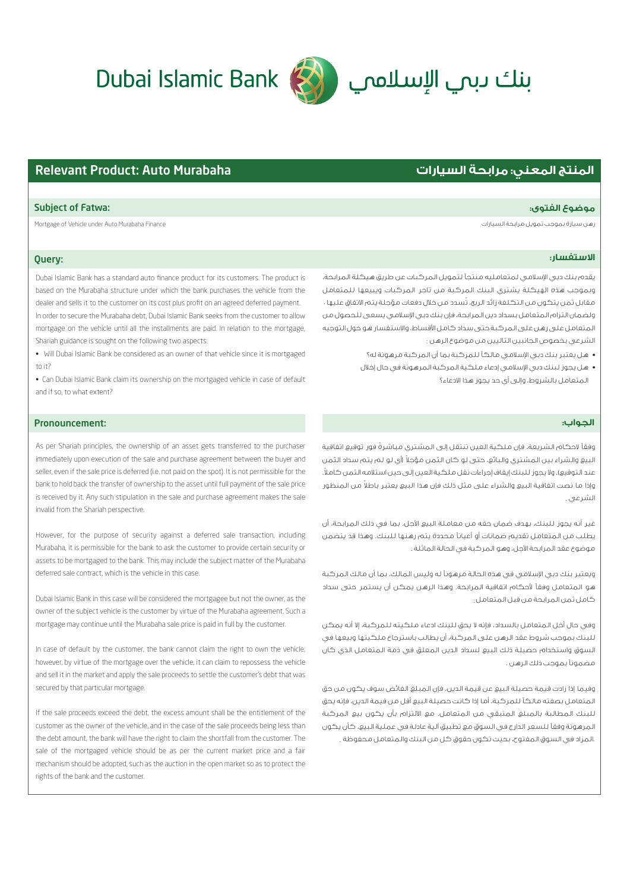# Dubai Islamic Bank بنك دبي الإسلامي

## Relevant Product: Auto Murabaha

## المنتج المعني: مرابحة السيارات

### Subject of Fatwa:

Mortgage of Vehicle under Auto Murabaha Finance

### موضوع الفتوى:

رهن سيارة بموجب تمويل مرابحة السيارات

### Query:

Dubai Islamic Bank has a standard auto finance product for its customers. The product is based on the Murabaha structure under which the bank purchases the vehicle from the dealer and sells it to the customer on its cost plus profit on an agreed deferred payment.

In order to secure the Murabaha debt, Dubai Islamic Bank seeks from the customer to allow mortgage on the vehicle until all the installments are paid. In relation to the mortgage, Shariah guidance is sought on the following two aspects:

- Will Dubai Islamic Bank be considered as an owner of that vehicle since it is mortgaged to it?
- Can Dubai Islamic Bank claim its ownership on the mortgaged vehicle in case of default and if so, to what extent?

### الاستفسار:

يقدم بنك دبي الإسلامي لمتعامليه منتجاً لتمويل المركبات عن طريق هيكلة المرابحة، وبموجب هذه الهيكلة يشتري البنك المركبة من تاجر المركبات ويبيعها للمتعامل مقابل ثمن يتكون من التكلفة زائد الربح، تُسدد من خلال دفعات مؤجلة يتم الاتفاق عليها .

ولضمان التزام المتعامل بسداد دين المرابحة، فإن بنك دبي الإسلامي يسعى للحصول من المتعامل على رهن على المركبة حتى سداد كامل الأقساط، والاستفسار هو حول التوجيه الشرعي بخصوص الجانبين التاليين من موضوع الرهن :

- هل يعتبر بنك دبي الإسلامي مالكاً للمركبة بما أن المركبة مرهونة له؟
- هل يجوز لبنك دبي الإسلامي إدعاء ملكية المركبة المرهونة في حال إخلال المتعامل بالشروط، وإلى أي حد يجوز هذا الادعاء؟

### Pronouncement:

As per Shariah principles, the ownership of an asset gets transferred to the purchaser immediately upon execution of the sale and purchase agreement between the buyer and seller, even if the sale price is deferred (i.e. not paid on the spot). It is not permissible for the bank to hold back the transfer of ownership to the asset until full payment of the sale price is received by it. Any such stipulation in the sale and purchase agreement makes the sale invalid from the Shariah perspective.

However, for the purpose of security against a deferred sale transaction, including Murabaha, it is permissible for the bank to ask the customer to provide certain security or assets to be mortgaged to the bank. This may include the subject matter of the Murabaha deferred sale contract, which is the vehicle in this case.

Dubai Islamic Bank in this case will be considered the mortgagee but not the owner, as the owner of the subject vehicle is the customer by virtue of the Murabaha agreement. Such a mortgage may continue until the Murabaha sale price is paid in full by the customer.

In case of default by the customer, the bank cannot claim the right to own the vehicle; however, by virtue of the mortgage over the vehicle, it can claim to repossess the vehicle and sell it in the market and apply the sale proceeds to settle the customer's debt that was secured by that particular mortgage.

If the sale proceeds exceed the debt, the excess amount shall be the entitlement of the customer as the owner of the vehicle, and in the case of the sale proceeds being less than the debt amount, the bank will have the right to claim the shortfall from the customer. The sale of the mortgaged vehicle should be as per the current market price and a fair mechanism should be adopted, such as the auction in the open market so as to protect the rights of the bank and the customer.

### الجواب:

وفقاً لأحكام الشريعة، فإن ملكية العين تنتقل إلى المشتري مباشرةً فور توقيع اتفاقية البيع والشراء بين المشتري والبائع، حتى لو كان الثمن مؤجلاً (أي لو لم يتم سداد الثمن عند التوقيع). ولا يجوز للبنك إيقاف إجراءات نقل ملكية العين إلى حين استلامه الثمن كاملاً. وإذا ما نصت اتفاقية البيع والشراء على مثل ذلك فإن هذا البيع يعتبر باطلاً من المنظور الشرعي .

غير أنه يجوز للبنك، بهدف ضمان حقه من معاملة البيع الآجل، بما في ذلك المرابحة، أن يطلب من المتعامل تقديم ضمانات أو أعياناً محددة يتم رهنها للبنك. وهذا قد يتضمن موضوع عقد المرابحة الآجل، وهو المركبة في الحالة الماثلة .

ويعتبر بنك دبي الإسلامي في هذه الحالة مرهوناً له وليس المالك، بما أن مالك المركبة هو المتعامل وفقاً لأحكام اتفاقية المرابحة. وهذا الرهن يمكن أن يستمر حتى سداد كامل ثمن المرابحة من قبل المتعامل .

وفي حال أخل المتعامل بالسداد، فإنه لا يحق للبنك ادعاء ملكيته للمركبة، إلا أنه يمكن للبنك بموجب شروط عقد الرهن على المركبة، أن يطالب باسترجاع ملكيتها وبيعها في السوق واستخدام حصيلة ذلك البيع لسداد الدين المعلق في ذمة المتعامل الذي كان مضموناً بموجب ذلك الرهن .

وفيما إذا زادت قيمة حصيلة البيع عن قيمة الدين، فإن المبلغ الفائض سوف يكون من حق المتعامل بصفته مالكاً للمركبة، أما إذا كانت حصيلة البيع أقل من قيمة الدين، فإنه يحق للبنك المطالبة بالمبلغ المتبقي من المتعامل. مع الالتزام بأن يكون بيع المركبة المرهونة وفقاً للسعر الدارج في السوق مع تطبيق آلية عادلة في عملية البيع، كأن يكون المزاد في السوق المفتوح، بحيث تكون حقوق كل من البنك والمتعامل محفوظة .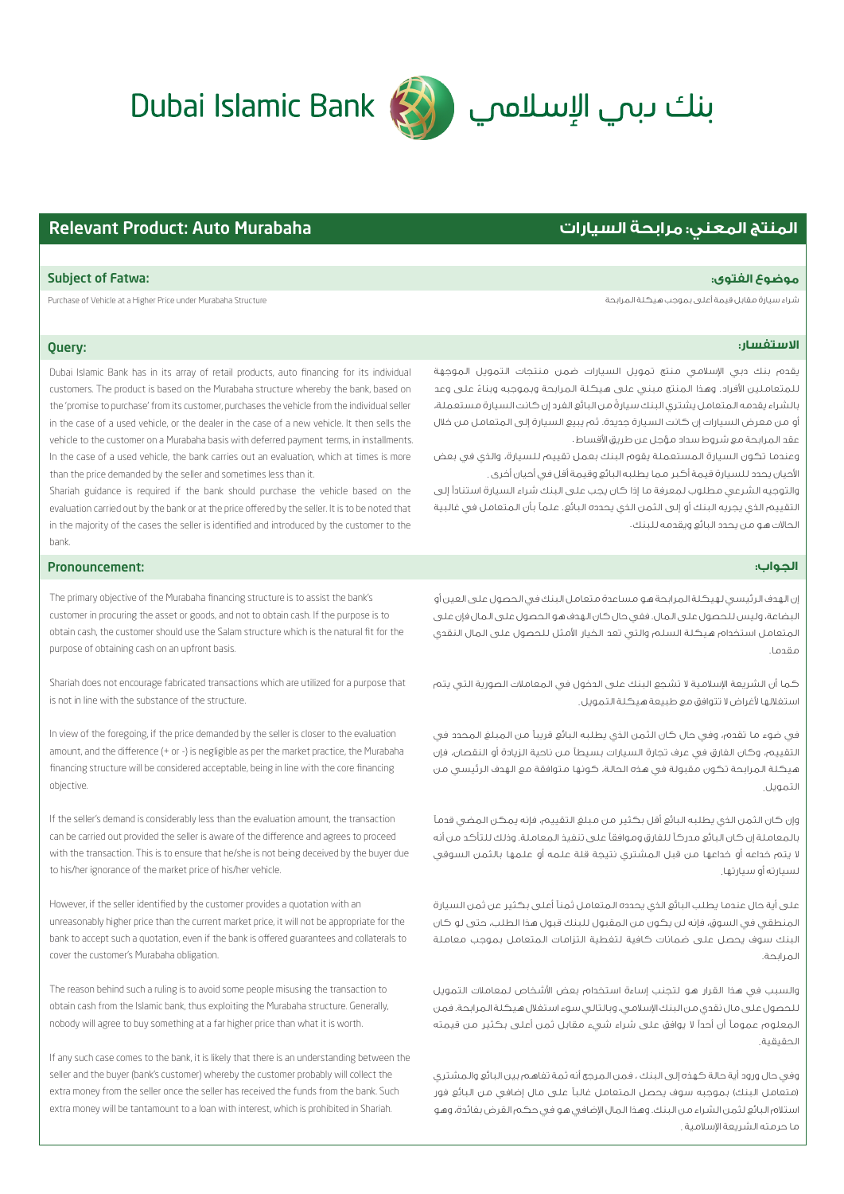# Dubai Islamic Bank بنك دبي الإسلامي

## Relevant Product: Auto Murabaha

## المنتج المعني: مرابحة السيارات

### Subject of Fatwa:

Purchase of Vehicle at a Higher Price under Murabaha Structure

### موضوع الفتوى:

شراء سيارة مقابل قيمة أعلى بموجب هيكلة المرابحة

### Query:

Dubai Islamic Bank has in its array of retail products, auto financing for its individual customers. The product is based on the Murabaha structure whereby the bank, based on the 'promise to purchase' from its customer, purchases the vehicle from the individual seller in the case of a used vehicle, or the dealer in the case of a new vehicle. It then sells the vehicle to the customer on a Murabaha basis with deferred payment terms, in installments. In the case of a used vehicle, the bank carries out an evaluation, which at times is more than the price demanded by the seller and sometimes less than it.

Shariah guidance is required if the bank should purchase the vehicle based on the evaluation carried out by the bank or at the price offered by the seller. It is to be noted that in the majority of the cases the seller is identified and introduced by the customer to the bank.

### الاستفسار:

يقدم بنك دبي الإسلامي منتج تمويل السيارات ضمن منتجات التمويل الموجهة للمتعاملين الأفراد. وهذا المنتج مبني على هيكلة المرابحة وبموجبه وبناءً على وعد بالشراء يقدمه المتعامل يشتري البنك سيارةً من البائع الفرد إن كانت السيارة مستعملة، أو من معرض السيارات إن كانت السيارة جديدة. ثم يبيع السيارة إلى المتعامل من خلال عقد المرابحة مع شروط سداد مؤجل عن طريق الأقساط.

وعندما تكون السيارة المستعملة يقوم البنك بعمل تقييم للسيارة، والذي في بعض الأحيان يحدد للسيارة قيمة أكبر مما يطلبه البائع وقيمة أقل في أحيان أخرى.

والتوجيه الشرعي مطلوب لمعرفة ما إذا كان يجب على البنك شراء السيارة استناداً إلى التقييم الذي يجريه البنك أو إلى الثمن الذي يحدده البائع. علماً بأن المتعامل في غالبية الحالات هو من يحدد البائع ويقدمه للبنك.

### Pronouncement:

The primary objective of the Murabaha financing structure is to assist the bank's customer in procuring the asset or goods, and not to obtain cash. If the purpose is to obtain cash, the customer should use the Salam structure which is the natural fit for the purpose of obtaining cash on an upfront basis.

Shariah does not encourage fabricated transactions which are utilized for a purpose that is not in line with the substance of the structure.

In view of the foregoing, if the price demanded by the seller is closer to the evaluation amount, and the difference (+ or -) is negligible as per the market practice, the Murabaha financing structure will be considered acceptable, being in line with the core financing objective.

If the seller's demand is considerably less than the evaluation amount, the transaction can be carried out provided the seller is aware of the difference and agrees to proceed with the transaction. This is to ensure that he/she is not being deceived by the buyer due to his/her ignorance of the market price of his/her vehicle.

However, if the seller identified by the customer provides a quotation with an unreasonably higher price than the current market price, it will not be appropriate for the bank to accept such a quotation, even if the bank is offered guarantees and collaterals to cover the customer's Murabaha obligation.

The reason behind such a ruling is to avoid some people misusing the transaction to obtain cash from the Islamic bank, thus exploiting the Murabaha structure. Generally, nobody will agree to buy something at a far higher price than what it is worth.

If any such case comes to the bank, it is likely that there is an understanding between the seller and the buyer (bank's customer) whereby the customer probably will collect the extra money from the seller once the seller has received the funds from the bank. Such extra money will be tantamount to a loan with interest, which is prohibited in Shariah.

### الجواب:

إن الهدف الرئيسي لهيكلة المرابحة هو مساعدة متعامل البنك في الحصول على العين أو البضاعة، وليس للحصول على المال. ففي حال كان الهدف هو الحصول على المال فإن على المتعامل استخدام هيكلة السلم والتي تعد الخيار الأمثل للحصول على المال النقدي مقدماً.

كما أن الشريعة الإسلامية لا تشجع البنك على الدخول في المعاملات الصورية التي يتم استغلالها لأغراض لا تتوافق مع طبيعة هيكلة التمويل.

في ضوء ما تقدم، وفي حال كان الثمن الذي يطلبه البائع قريباً من المبلغ المحدد في التقييم، وكان الفارق في عرف تجارة السيارات بسيطاً من ناحية الزيادة أو النقصان، فإن هيكلة المرابحة تكون مقبولة في هذه الحالة، كونها متوافقة مع الهدف الرئيسي من التمويل.

وإن كان الثمن الذي يطلبه البائع أقل بكثير من مبلغ التقييم، فإنه يمكن المضي قدماً بالمعاملة إن كان البائع مدركاً للفارق وموافقاً على تنفيذ المعاملة. وذلك للتأكد من أنه لا يتم خداعه أو خداعها من قبل المشتري نتيجة قلة علمه أو علمها بالثمن السوقي لسيارته أو سيارتها.

على أية حال عندما يطلب البائع الذي يحدده المتعامل ثمناً أعلى بكثير عن ثمن السيارة المنطقي في السوق، فإنه لن يكون من المقبول للبنك قبول هذا الطلب، حتى لو كان البنك سوف يحصل على ضمانات كافية لتغطية التزامات المتعامل بموجب معاملة المرابحة.

والسبب في هذا القرار هو لتجنب إساءة استخدام بعض الأشخاص لمعاملات التمويل للحصول على مال نقدي من البنك الإسلامي، وبالتالي سوء استغلال هيكلة المرابحة. فمن المعلوم عموماً أن أحداً لا يوافق على شراء شيء مقابل ثمن أعلى بكثير من قيمته الحقيقية.

وفي حال ورود أية حالة كهذه إلى البنك ، فمن المرجح أنه ثمة تفاهم بين البائع والمشتري (متعامل البنك) بموجبه سوف يحصل المتعامل غالباً على مال إضافي من البائع فور استلام البائع لثمن الشراء من البنك. وهذا المال الإضافي هو في حكم القرض بفائدة، وهو ما حرمته الشريعة الإسلامية.